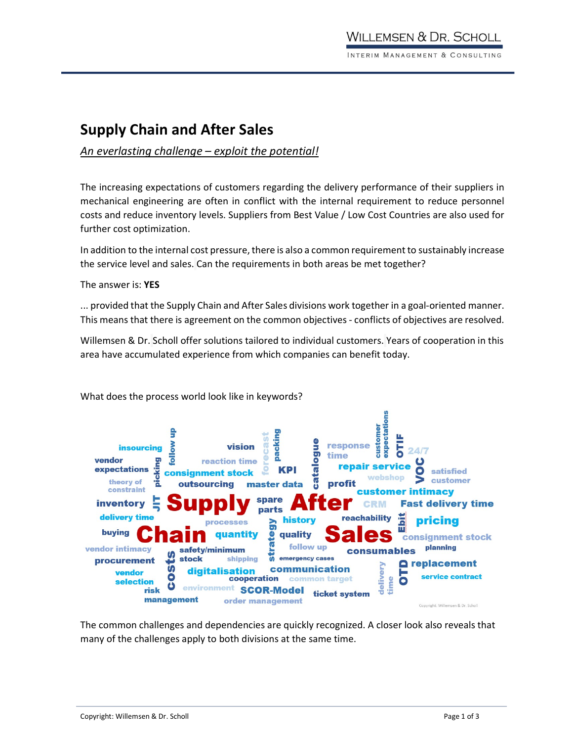# Supply Chain and After Sales

*An everlasting challenge – exploit the potential!*

The increasing expectations of customers regarding the delivery performance of their suppliers in mechanical engineering are often in conflict with the internal requirement to reduce personnel costs and reduce inventory levels. Suppliers from Best Value / Low Cost Countries are also used for further cost optimization.

In addition to the internal cost pressure, there is also a common requirement to sustainably increase the service level and sales. Can the requirements in both areas be met together?

The answer is: **YES**

... provided that the Supply Chain and After Sales divisions work together in a goal-oriented manner. This means that there is agreement on the common objectives - conflicts of objectives are resolved.

Willemsen & Dr. Scholl offer solutions tailored to individual customers. Years of cooperation in this area have accumulated experience from which companies can benefit today.

What does the process world look like in keywords?

The common challenges and dependencies are quickly recognized. A closer look also reveals that many of the challenges apply to both divisions at the same time.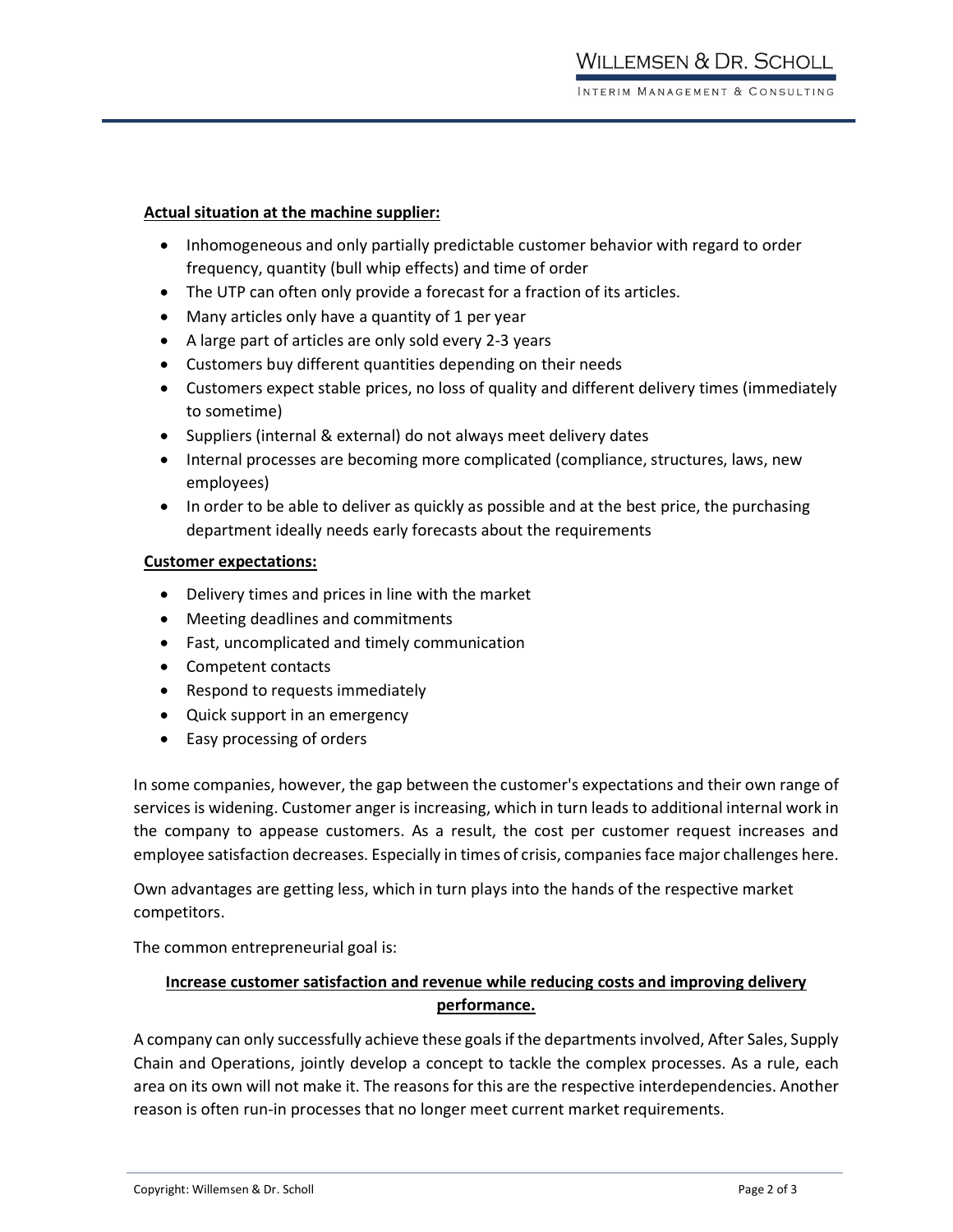**<u>Actual situation at the machine supplier:</u>**

- Inhomogeneous and only partially predictable customer behavior with regard to order frequency, quantity (bull whip effects) and time of order
- The UTP can often only provide a forecast for a fraction of its articles.
- Many articles only have a quantity of 1 per year
- A large part of articles are only sold every 2-3 years
- Customers buy different quantities depending on their needs
- Customers expect stable prices, no loss of quality and different delivery times (immediately to sometime)
- Suppliers (internal & external) do not always meet delivery dates
- Internal processes are becoming more complicated (compliance, structures, laws, new employees)
- In order to be able to deliver as quickly as possible and at the best price, the purchasing department ideally needs early forecasts about the requirements

**<u>Customer expectations:</u>**

- Delivery times and prices in line with the market
- Meeting deadlines and commitments
- Fast, uncomplicated and timely communication
- Competent contacts
- Respond to requests immediately
- Quick support in an emergency
- Easy processing of orders

In some companies, however, the gap between the customer's expectations and their own range of services is widening. Customer anger is increasing, which in turn leads to additional internal work in the company to appease customers. As a result, the cost per customer request increases and employee satisfaction decreases. Especially in times of crisis, companies face major challenges here.

Own advantages are getting less, which in turn plays into the hands of the respective market competitors.

The common entrepreneurial goal is:

**<u>Increase customer satisfaction and revenue while reducing costs and improving delivery performance.</u>**

A company can only successfully achieve these goals if the departments involved, After Sales, Supply Chain and Operations, jointly develop a concept to tackle the complex processes. As a rule, each area on its own will not make it. The reasons for this are the respective interdependencies. Another reason is often run-in processes that no longer meet current market requirements.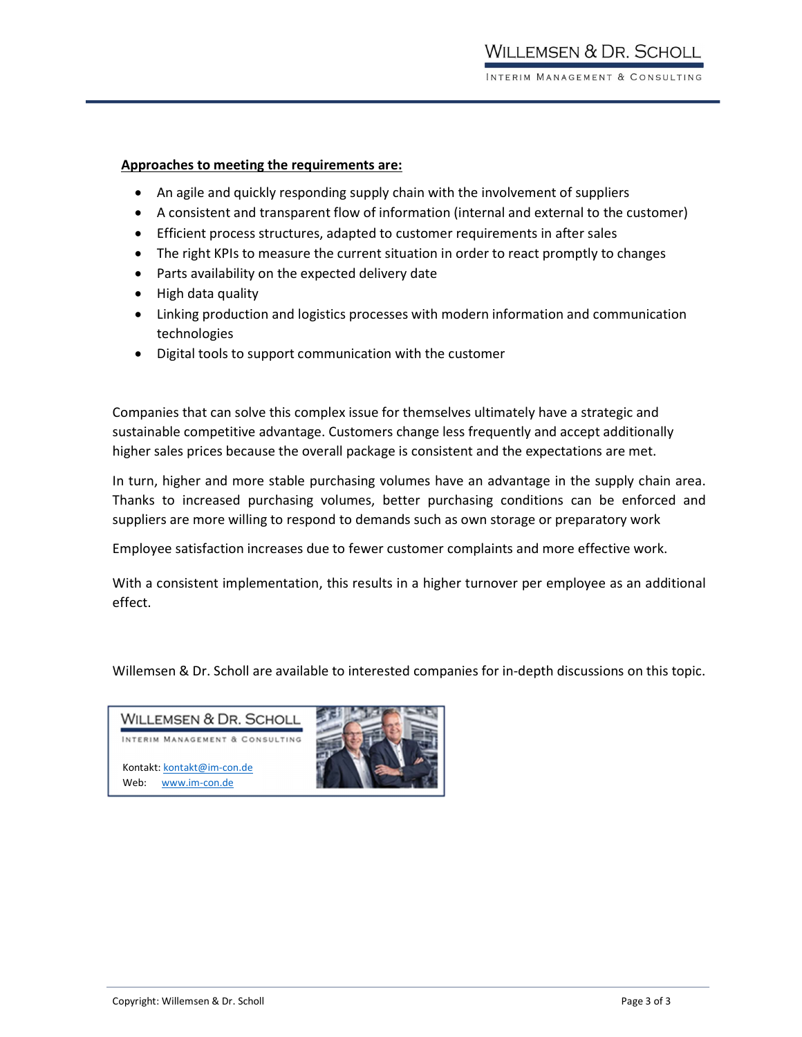**Approaches to meeting the requirements are:**

- An agile and quickly responding supply chain with the involvement of suppliers
- A consistent and transparent flow of information (internal and external to the customer)
- Efficient process structures, adapted to customer requirements in after sales
- The right KPIs to measure the current situation in order to react promptly to changes
- Parts availability on the expected delivery date
- High data quality
- Linking production and logistics processes with modern information and communication technologies
- Digital tools to support communication with the customer

Companies that can solve this complex issue for themselves ultimately have a strategic and sustainable competitive advantage. Customers change less frequently and accept additionally higher sales prices because the overall package is consistent and the expectations are met.

In turn, higher and more stable purchasing volumes have an advantage in the supply chain area. Thanks to increased purchasing volumes, better purchasing conditions can be enforced and suppliers are more willing to respond to demands such as own storage or preparatory work

Employee satisfaction increases due to fewer customer complaints and more effective work.

With a consistent implementation, this results in a higher turnover per employee as an additional effect.

Willemsen & Dr. Scholl are available to interested companies for in-depth discussions on this topic.

WILLEMSEN & DR. SCHOLL
INTERIM MANAGEMENT & CONSULTING

Kontakt: kontakt@im-con.de
Web: www.im-con.de